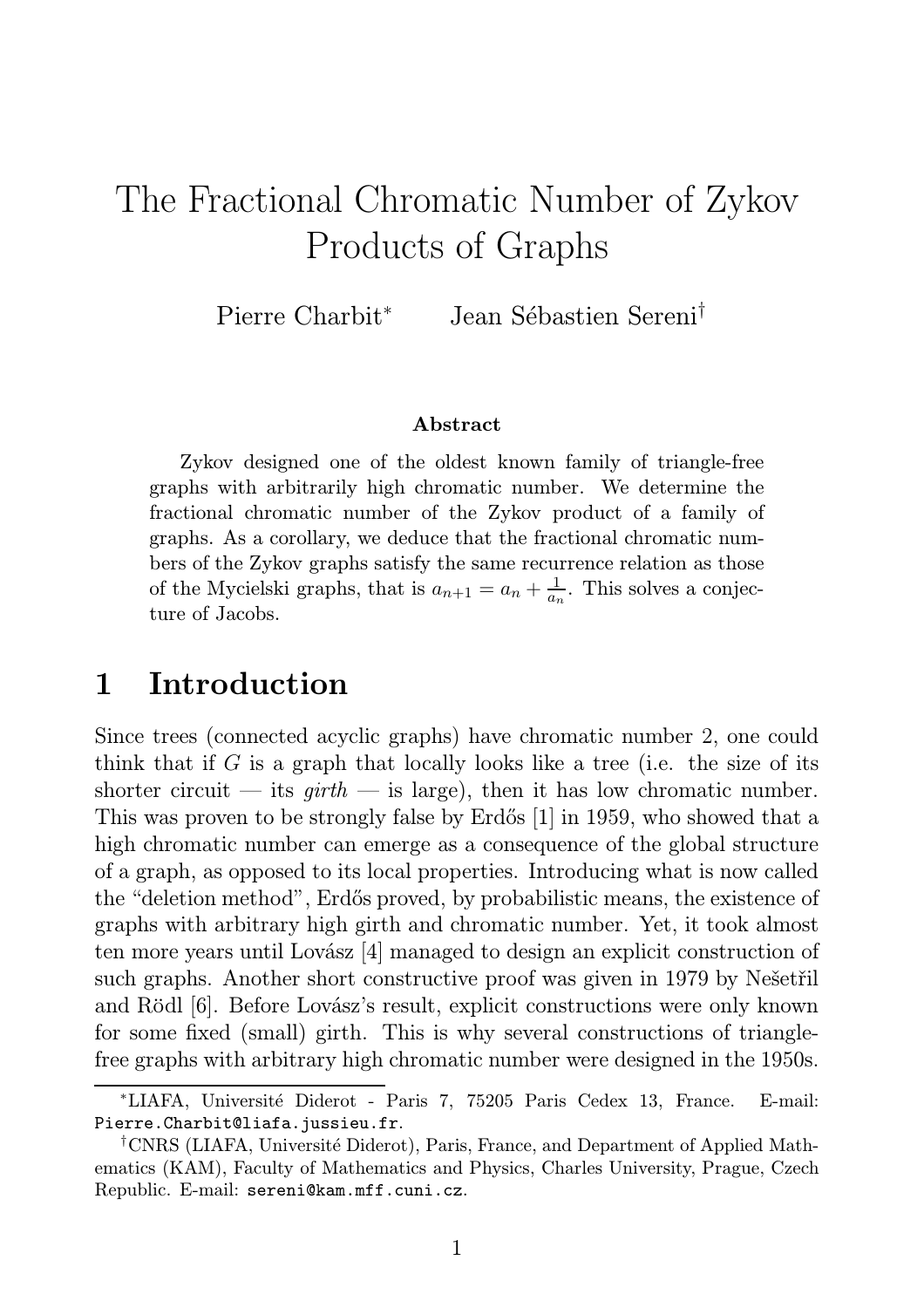# The Fractional Chromatic Number of Zykov Products of Graphs

Pierre Charbit[*] Jean Sébastien Sereni[†]

### Abstract

Zykov designed one of the oldest known family of triangle-free graphs with arbitrarily high chromatic number. We determine the fractional chromatic number of the Zykov product of a family of graphs. As a corollary, we deduce that the fractional chromatic numbers of the Zykov graphs satisfy the same recurrence relation as those of the Mycielski graphs, that is $a_{n+1} = a_n + \frac{1}{a_n}$. This solves a conjecture of Jacobs.

## 1 Introduction

Since trees (connected acyclic graphs) have chromatic number 2, one could think that if $G$ is a graph that locally looks like a tree (i.e. the size of its shorter circuit — its *girth* — is large), then it has low chromatic number. This was proven to be strongly false by Erdős [1] in 1959, who showed that a high chromatic number can emerge as a consequence of the global structure of a graph, as opposed to its local properties. Introducing what is now called the "deletion method", Erdős proved, by probabilistic means, the existence of graphs with arbitrary high girth and chromatic number. Yet, it took almost ten more years until Lovász [4] managed to design an explicit construction of such graphs. Another short constructive proof was given in 1979 by Nešetřil and Rödl [6]. Before Lovász's result, explicit constructions were only known for some fixed (small) girth. This is why several constructions of triangle-free graphs with arbitrary high chromatic number were designed in the 1950s.

---

[*] LIAFA, Université Diderot - Paris 7, 75205 Paris Cedex 13, France. E-mail: Pierre.Charbit@liafa.jussieu.fr.

[†] CNRS (LIAFA, Université Diderot), Paris, France, and Department of Applied Mathematics (KAM), Faculty of Mathematics and Physics, Charles University, Prague, Czech Republic. E-mail: sereni@kam.mff.cuni.cz.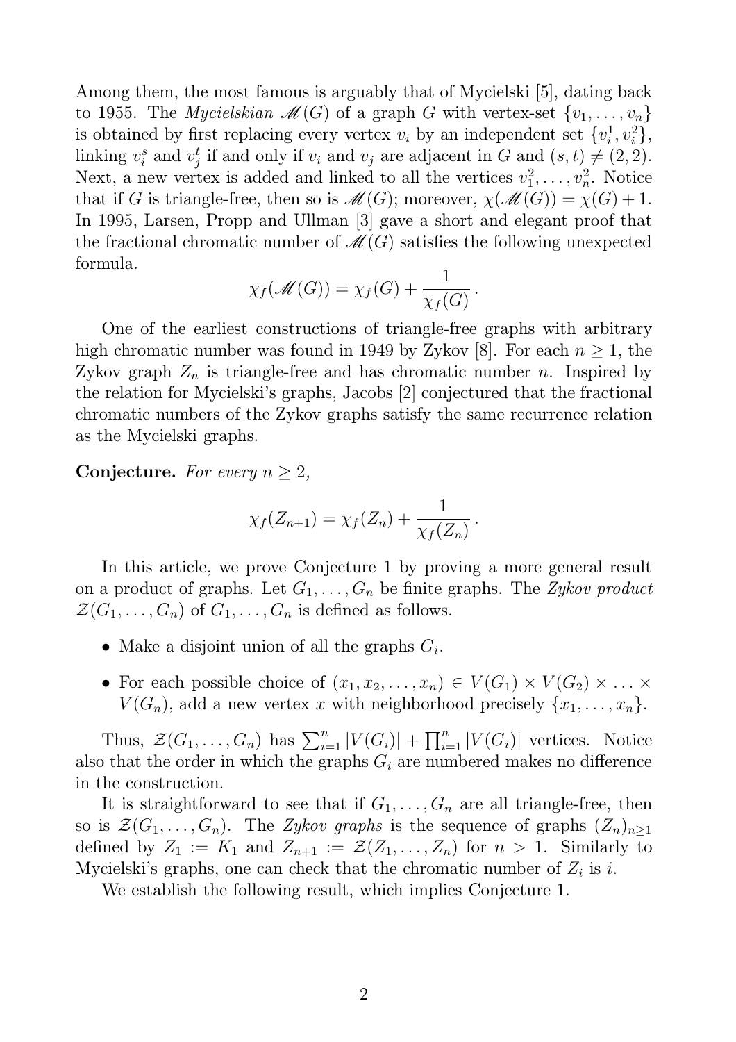Among them, the most famous is arguably that of Mycielski [5], dating back to 1955. The *Mycielskian* $\mathscr{M}(G)$ of a graph $G$ with vertex-set $\{v_1, \ldots, v_n\}$ is obtained by first replacing every vertex $v_i$ by an independent set $\{v_i^1, v_i^2\}$, linking $v_i^s$ and $v_j^t$ if and only if $v_i$ and $v_j$ are adjacent in $G$ and $(s,t) \neq (2,2)$. Next, a new vertex is added and linked to all the vertices $v_1^2, \ldots, v_n^2$. Notice that if $G$ is triangle-free, then so is $\mathscr{M}(G)$; moreover, $\chi(\mathscr{M}(G)) = \chi(G) + 1$. In 1995, Larsen, Propp and Ullman [3] gave a short and elegant proof that the fractional chromatic number of $\mathscr{M}(G)$ satisfies the following unexpected formula.

$$\chi_f(\mathscr{M}(G)) = \chi_f(G) + \frac{1}{\chi_f(G)}.$$

One of the earliest constructions of triangle-free graphs with arbitrary high chromatic number was found in 1949 by Zykov [8]. For each $n \geq 1$, the Zykov graph $Z_n$ is triangle-free and has chromatic number $n$. Inspired by the relation for Mycielski's graphs, Jacobs [2] conjectured that the fractional chromatic numbers of the Zykov graphs satisfy the same recurrence relation as the Mycielski graphs.

**Conjecture.** *For every $n \geq 2$,*

$$\chi_f(Z_{n+1}) = \chi_f(Z_n) + \frac{1}{\chi_f(Z_n)}.$$

In this article, we prove Conjecture 1 by proving a more general result on a product of graphs. Let $G_1, \ldots, G_n$ be finite graphs. The *Zykov product* $\mathcal{Z}(G_1, \ldots, G_n)$ of $G_1, \ldots, G_n$ is defined as follows.

- Make a disjoint union of all the graphs $G_i$.
- For each possible choice of $(x_1, x_2, \ldots, x_n) \in V(G_1) \times V(G_2) \times \ldots \times V(G_n)$, add a new vertex $x$ with neighborhood precisely $\{x_1, \ldots, x_n\}$.

Thus, $\mathcal{Z}(G_1, \ldots, G_n)$ has $\sum_{i=1}^n |V(G_i)| + \prod_{i=1}^n |V(G_i)|$ vertices. Notice also that the order in which the graphs $G_i$ are numbered makes no difference in the construction.

It is straightforward to see that if $G_1, \ldots, G_n$ are all triangle-free, then so is $\mathcal{Z}(G_1, \ldots, G_n)$. The *Zykov graphs* is the sequence of graphs $(Z_n)_{n \geq 1}$ defined by $Z_1 := K_1$ and $Z_{n+1} := \mathcal{Z}(Z_1, \ldots, Z_n)$ for $n > 1$. Similarly to Mycielski's graphs, one can check that the chromatic number of $Z_i$ is $i$.

We establish the following result, which implies Conjecture 1.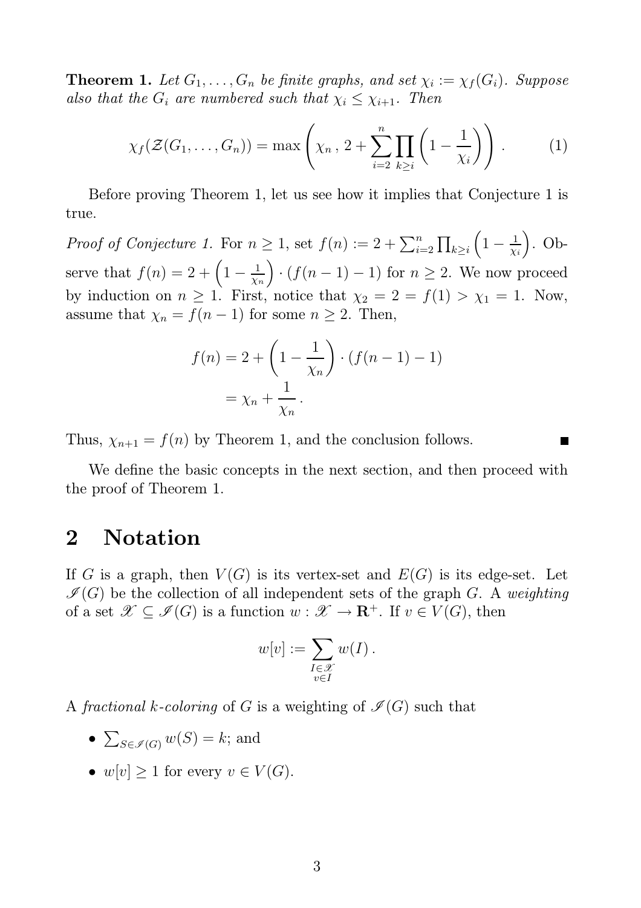**Theorem 1.** *Let $G_1, \ldots, G_n$ be finite graphs, and set $\chi_i := \chi_f(G_i)$. Suppose also that the $G_i$ are numbered such that $\chi_i \le \chi_{i+1}$. Then*

$$\chi_f(\mathcal{Z}(G_1, \ldots, G_n)) = \max\left(\chi_n\,,\, 2 + \sum_{i=2}^{n} \prod_{k \ge i} \left(1 - \frac{1}{\chi_i}\right)\right). \tag{1}$$

Before proving Theorem 1, let us see how it implies that Conjecture 1 is true.

*Proof of Conjecture 1.* For $n \ge 1$, set $f(n) := 2 + \sum_{i=2}^{n} \prod_{k \ge i} \left(1 - \frac{1}{\chi_i}\right)$. Observe that $f(n) = 2 + \left(1 - \frac{1}{\chi_n}\right) \cdot (f(n-1) - 1)$ for $n \ge 2$. We now proceed by induction on $n \ge 1$. First, notice that $\chi_2 = 2 = f(1) > \chi_1 = 1$. Now, assume that $\chi_n = f(n-1)$ for some $n \ge 2$. Then,

$$\begin{aligned} f(n) &= 2 + \left(1 - \frac{1}{\chi_n}\right) \cdot (f(n-1) - 1) \\ &= \chi_n + \frac{1}{\chi_n}\,. \end{aligned}$$

Thus, $\chi_{n+1} = f(n)$ by Theorem 1, and the conclusion follows. ∎

We define the basic concepts in the next section, and then proceed with the proof of Theorem 1.

## 2 Notation

If $G$ is a graph, then $V(G)$ is its vertex-set and $E(G)$ is its edge-set. Let $\mathscr{I}(G)$ be the collection of all independent sets of the graph $G$. A *weighting* of a set $\mathscr{X} \subseteq \mathscr{I}(G)$ is a function $w : \mathscr{X} \to \mathbf{R}^+$. If $v \in V(G)$, then

$$w[v] := \sum_{\substack{I \in \mathscr{X} \\ v \in I}} w(I)\,.$$

A *fractional $k$-coloring* of $G$ is a weighting of $\mathscr{I}(G)$ such that

- $\sum_{S \in \mathscr{I}(G)} w(S) = k$; and
- $w[v] \ge 1$ for every $v \in V(G)$.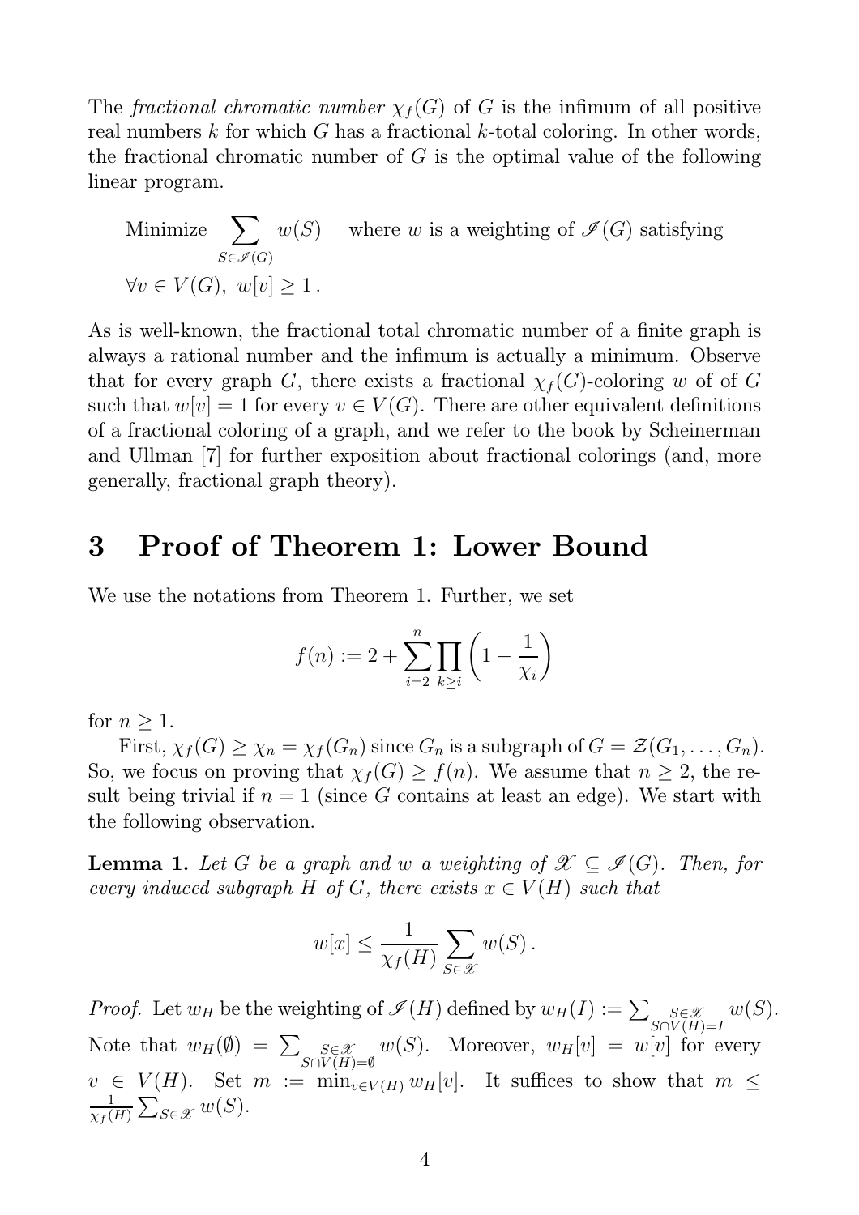The *fractional chromatic number* $\chi_f(G)$ of $G$ is the infimum of all positive real numbers $k$ for which $G$ has a fractional $k$-total coloring. In other words, the fractional chromatic number of $G$ is the optimal value of the following linear program.

$$\text{Minimize} \sum_{S \in \mathscr{I}(G)} w(S) \quad \text{where } w \text{ is a weighting of } \mathscr{I}(G) \text{ satisfying}$$
$$\forall v \in V(G),\ w[v] \geq 1\,.$$

As is well-known, the fractional total chromatic number of a finite graph is always a rational number and the infimum is actually a minimum. Observe that for every graph $G$, there exists a fractional $\chi_f(G)$-coloring $w$ of of $G$ such that $w[v] = 1$ for every $v \in V(G)$. There are other equivalent definitions of a fractional coloring of a graph, and we refer to the book by Scheinerman and Ullman [7] for further exposition about fractional colorings (and, more generally, fractional graph theory).

# 3 Proof of Theorem 1: Lower Bound

We use the notations from Theorem 1. Further, we set

$$f(n) := 2 + \sum_{i=2}^{n} \prod_{k \geq i} \left(1 - \frac{1}{\chi_i}\right)$$

for $n \geq 1$.

First, $\chi_f(G) \geq \chi_n = \chi_f(G_n)$ since $G_n$ is a subgraph of $G = \mathcal{Z}(G_1, \ldots, G_n)$. So, we focus on proving that $\chi_f(G) \geq f(n)$. We assume that $n \geq 2$, the result being trivial if $n = 1$ (since $G$ contains at least an edge). We start with the following observation.

**Lemma 1.** *Let $G$ be a graph and $w$ a weighting of $\mathscr{X} \subseteq \mathscr{I}(G)$. Then, for every induced subgraph $H$ of $G$, there exists $x \in V(H)$ such that*

$$w[x] \leq \frac{1}{\chi_f(H)} \sum_{S \in \mathscr{X}} w(S)\,.$$

*Proof.* Let $w_H$ be the weighting of $\mathscr{I}(H)$ defined by $w_H(I) := \sum_{\substack{S \in \mathscr{X} \\ S \cap V(H) = I}} w(S)$. Note that $w_H(\emptyset) = \sum_{\substack{S \in \mathscr{X} \\ S \cap V(H) = \emptyset}} w(S)$. Moreover, $w_H[v] = w[v]$ for every $v \in V(H)$. Set $m := \min_{v \in V(H)} w_H[v]$. It suffices to show that $m \leq \frac{1}{\chi_f(H)} \sum_{S \in \mathscr{X}} w(S)$.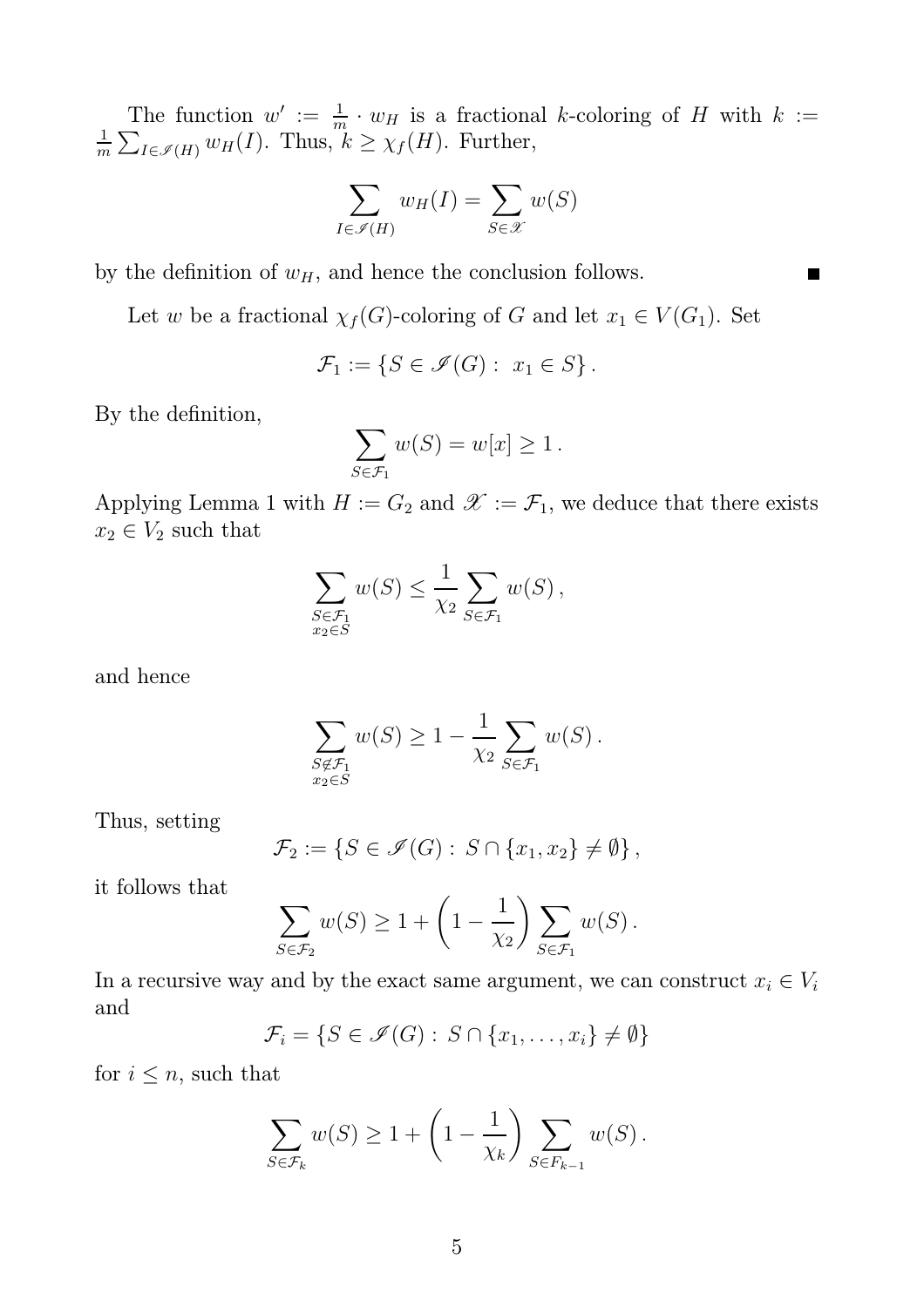The function $w' := \frac{1}{m} \cdot w_H$ is a fractional $k$-coloring of $H$ with $k := \frac{1}{m}\sum_{I\in\mathscr{I}(H)} w_H(I)$. Thus, $k \geq \chi_f(H)$. Further,

$$\sum_{I\in\mathscr{I}(H)} w_H(I) = \sum_{S\in\mathscr{X}} w(S)$$

by the definition of $w_H$, and hence the conclusion follows. ■

Let $w$ be a fractional $\chi_f(G)$-coloring of $G$ and let $x_1 \in V(G_1)$. Set

$$\mathcal{F}_1 := \{S \in \mathscr{I}(G) : \ x_1 \in S\}.$$

By the definition,

$$\sum_{S\in\mathcal{F}_1} w(S) = w[x] \geq 1.$$

Applying Lemma 1 with $H := G_2$ and $\mathscr{X} := \mathcal{F}_1$, we deduce that there exists $x_2 \in V_2$ such that

$$\sum_{\substack{S\in\mathcal{F}_1\\ x_2\in S}} w(S) \leq \frac{1}{\chi_2}\sum_{S\in\mathcal{F}_1} w(S),$$

and hence

$$\sum_{\substack{S\notin\mathcal{F}_1\\ x_2\in S}} w(S) \geq 1 - \frac{1}{\chi_2}\sum_{S\in\mathcal{F}_1} w(S).$$

Thus, setting

$$\mathcal{F}_2 := \{S \in \mathscr{I}(G) : \ S \cap \{x_1, x_2\} \neq \emptyset\},$$

it follows that

$$\sum_{S\in\mathcal{F}_2} w(S) \geq 1 + \left(1 - \frac{1}{\chi_2}\right)\sum_{S\in\mathcal{F}_1} w(S).$$

In a recursive way and by the exact same argument, we can construct $x_i \in V_i$ and

$$\mathcal{F}_i = \{S \in \mathscr{I}(G) : \ S \cap \{x_1, \ldots, x_i\} \neq \emptyset\}$$

for $i \leq n$, such that

$$\sum_{S\in\mathcal{F}_k} w(S) \geq 1 + \left(1 - \frac{1}{\chi_k}\right)\sum_{S\in F_{k-1}} w(S).$$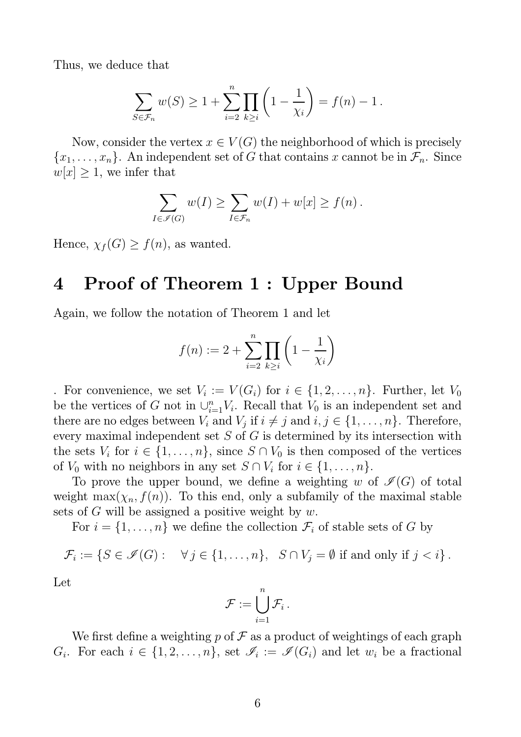Thus, we deduce that

$$\sum_{S \in \mathcal{F}_n} w(S) \geq 1 + \sum_{i=2}^{n} \prod_{k \geq i} \left(1 - \frac{1}{\chi_i}\right) = f(n) - 1 \,.$$

Now, consider the vertex $x \in V(G)$ the neighborhood of which is precisely $\{x_1, \ldots, x_n\}$. An independent set of $G$ that contains $x$ cannot be in $\mathcal{F}_n$. Since $w[x] \geq 1$, we infer that

$$\sum_{I \in \mathscr{I}(G)} w(I) \geq \sum_{I \in \mathcal{F}_n} w(I) + w[x] \geq f(n) \,.$$

Hence, $\chi_f(G) \geq f(n)$, as wanted.

# 4 Proof of Theorem 1 : Upper Bound

Again, we follow the notation of Theorem 1 and let

$$f(n) := 2 + \sum_{i=2}^{n} \prod_{k \geq i} \left(1 - \frac{1}{\chi_i}\right)$$

. For convenience, we set $V_i := V(G_i)$ for $i \in \{1, 2, \ldots, n\}$. Further, let $V_0$ be the vertices of $G$ not in $\cup_{i=1}^{n} V_i$. Recall that $V_0$ is an independent set and there are no edges between $V_i$ and $V_j$ if $i \neq j$ and $i, j \in \{1, \ldots, n\}$. Therefore, every maximal independent set $S$ of $G$ is determined by its intersection with the sets $V_i$ for $i \in \{1, \ldots, n\}$, since $S \cap V_0$ is then composed of the vertices of $V_0$ with no neighbors in any set $S \cap V_i$ for $i \in \{1, \ldots, n\}$.

To prove the upper bound, we define a weighting $w$ of $\mathscr{I}(G)$ of total weight $\max(\chi_n, f(n))$. To this end, only a subfamily of the maximal stable sets of $G$ will be assigned a positive weight by $w$.

For $i = \{1, \ldots, n\}$ we define the collection $\mathcal{F}_i$ of stable sets of $G$ by

$$\mathcal{F}_i := \{S \in \mathscr{I}(G) : \quad \forall\, j \in \{1, \ldots, n\}, \quad S \cap V_j = \emptyset \text{ if and only if } j < i\} \,.$$

Let

$$\mathcal{F} := \bigcup_{i=1}^{n} \mathcal{F}_i \,.$$

We first define a weighting $p$ of $\mathcal{F}$ as a product of weightings of each graph $G_i$. For each $i \in \{1, 2, \ldots, n\}$, set $\mathscr{I}_i := \mathscr{I}(G_i)$ and let $w_i$ be a fractional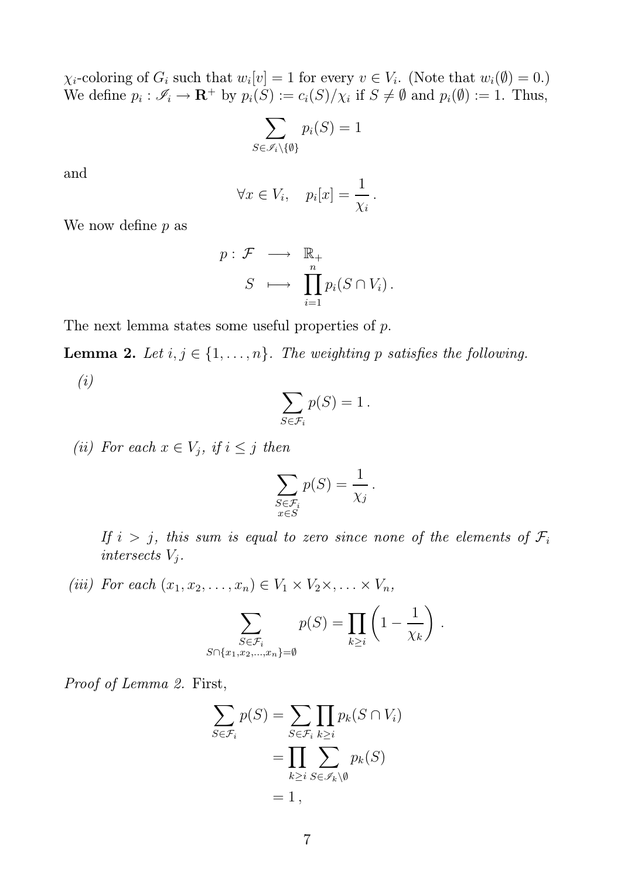$\chi_i$-coloring of $G_i$ such that $w_i[v] = 1$ for every $v \in V_i$. (Note that $w_i(\emptyset) = 0$.) We define $p_i : \mathscr{I}_i \to \mathbf{R}^+$ by $p_i(S) := c_i(S)/\chi_i$ if $S \neq \emptyset$ and $p_i(\emptyset) := 1$. Thus,

$$\sum_{S \in \mathscr{I}_i \setminus \{\emptyset\}} p_i(S) = 1$$

and

$$\forall x \in V_i, \quad p_i[x] = \frac{1}{\chi_i}\,.$$

We now define $p$ as

$$\begin{array}{rcl} p : \mathcal{F} & \longrightarrow & \mathbb{R}_+ \\ S & \longmapsto & \displaystyle\prod_{i=1}^{n} p_i(S \cap V_i)\,. \end{array}$$

The next lemma states some useful properties of $p$.

**Lemma 2.** *Let $i, j \in \{1, \ldots, n\}$. The weighting $p$ satisfies the following.*

*(i)*

$$\sum_{S \in \mathcal{F}_i} p(S) = 1\,.$$

*(ii) For each $x \in V_j$, if $i \leq j$ then*

$$\sum_{\substack{S \in \mathcal{F}_i \\ x \in S}} p(S) = \frac{1}{\chi_j}\,.$$

*If $i > j$, this sum is equal to zero since none of the elements of $\mathcal{F}_i$ intersects $V_j$.*

*(iii) For each $(x_1, x_2, \ldots, x_n) \in V_1 \times V_2 \times, \ldots \times V_n$,*

$$\sum_{\substack{S \in \mathcal{F}_i \\ S \cap \{x_1, x_2, \ldots, x_n\} = \emptyset}} p(S) = \prod_{k \geq i} \left(1 - \frac{1}{\chi_k}\right)\,.$$

*Proof of Lemma 2.* First,

$$\begin{aligned} \sum_{S \in \mathcal{F}_i} p(S) &= \sum_{S \in \mathcal{F}_i} \prod_{k \geq i} p_k(S \cap V_i) \\ &= \prod_{k \geq i} \sum_{S \in \mathscr{I}_k \setminus \emptyset} p_k(S) \\ &= 1\,, \end{aligned}$$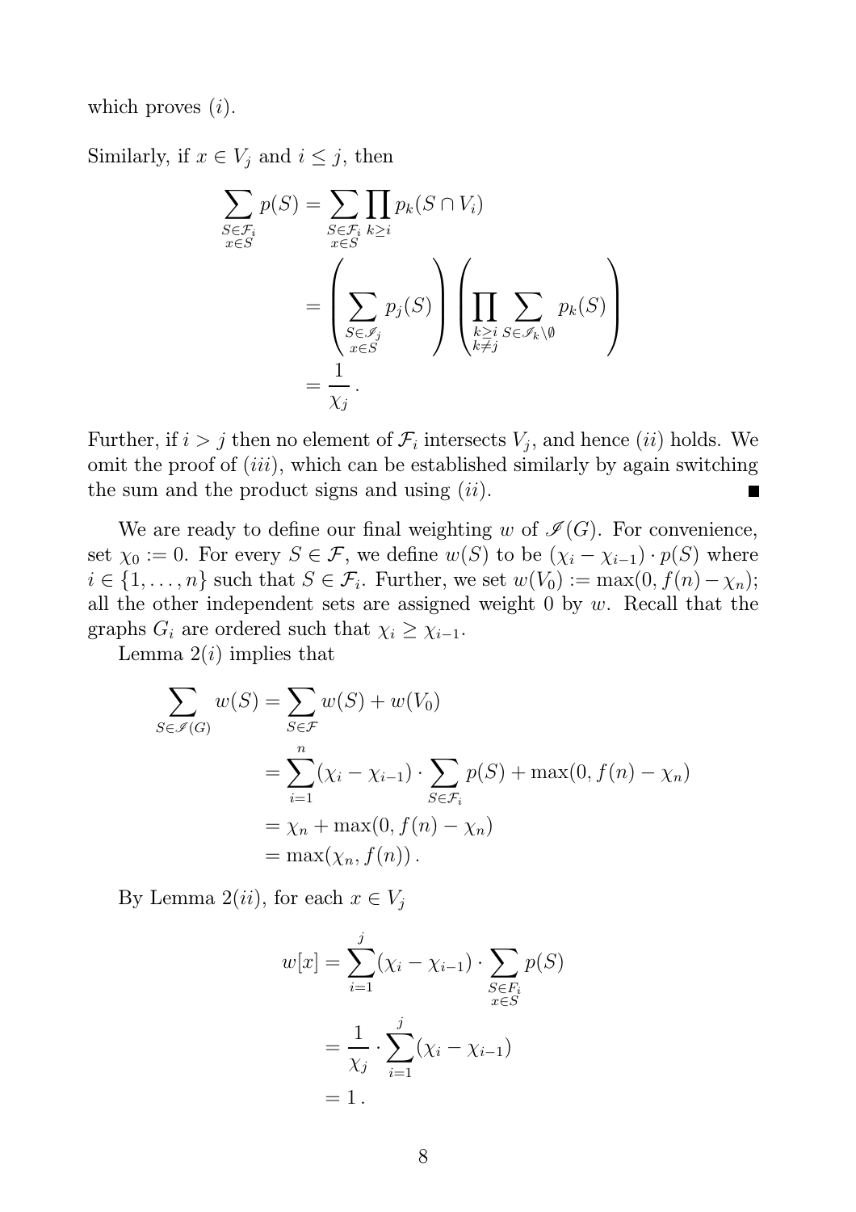which proves $(i)$.

Similarly, if $x \in V_j$ and $i \leq j$, then

$$
\begin{aligned}
\sum_{\substack{S \in \mathcal{F}_i \\ x \in S}} p(S) &= \sum_{\substack{S \in \mathcal{F}_i \\ x \in S}} \prod_{k \geq i} p_k(S \cap V_i) \\
&= \left( \sum_{\substack{S \in \mathscr{I}_j \\ x \in S}} p_j(S) \right) \left( \prod_{\substack{k \geq i \\ k \neq j}} \sum_{S \in \mathscr{I}_k \setminus \emptyset} p_k(S) \right) \\
&= \frac{1}{\chi_j} \,.
\end{aligned}
$$

Further, if $i > j$ then no element of $\mathcal{F}_i$ intersects $V_j$, and hence $(ii)$ holds. We omit the proof of $(iii)$, which can be established similarly by again switching the sum and the product signs and using $(ii)$. ∎

We are ready to define our final weighting $w$ of $\mathscr{I}(G)$. For convenience, set $\chi_0 := 0$. For every $S \in \mathcal{F}$, we define $w(S)$ to be $(\chi_i - \chi_{i-1}) \cdot p(S)$ where $i \in \{1, \ldots, n\}$ such that $S \in \mathcal{F}_i$. Further, we set $w(V_0) := \max(0, f(n) - \chi_n)$; all the other independent sets are assigned weight 0 by $w$. Recall that the graphs $G_i$ are ordered such that $\chi_i \geq \chi_{i-1}$.

Lemma 2$(i)$ implies that

$$
\begin{aligned}
\sum_{S \in \mathscr{I}(G)} w(S) &= \sum_{S \in \mathcal{F}} w(S) + w(V_0) \\
&= \sum_{i=1}^{n} (\chi_i - \chi_{i-1}) \cdot \sum_{S \in \mathcal{F}_i} p(S) + \max(0, f(n) - \chi_n) \\
&= \chi_n + \max(0, f(n) - \chi_n) \\
&= \max(\chi_n, f(n)) \,.
\end{aligned}
$$

By Lemma 2$(ii)$, for each $x \in V_j$

$$
\begin{aligned}
w[x] &= \sum_{i=1}^{j} (\chi_i - \chi_{i-1}) \cdot \sum_{\substack{S \in F_i \\ x \in S}} p(S) \\
&= \frac{1}{\chi_j} \cdot \sum_{i=1}^{j} (\chi_i - \chi_{i-1}) \\
&= 1 \,.
\end{aligned}
$$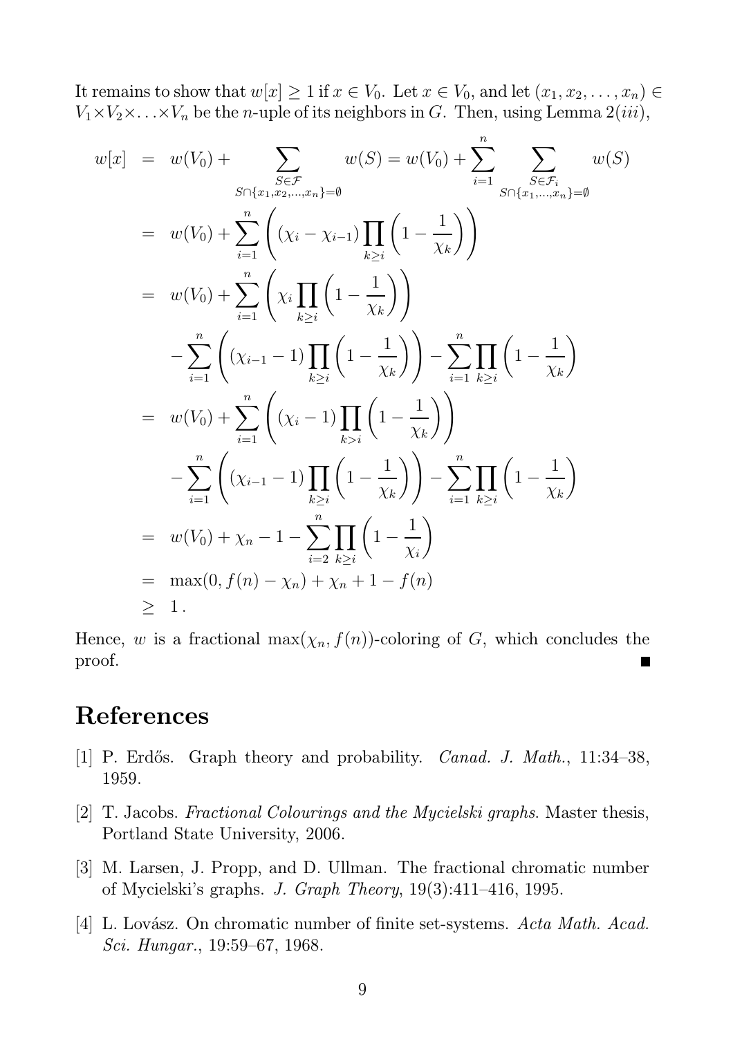It remains to show that $w[x] \geq 1$ if $x \in V_0$. Let $x \in V_0$, and let $(x_1, x_2, \ldots, x_n) \in V_1 \times V_2 \times \ldots \times V_n$ be the $n$-uple of its neighbors in $G$. Then, using Lemma 2$(iii)$,

$$
\begin{aligned}
w[x] &= w(V_0) + \sum_{\substack{S \in \mathcal{F} \\ S \cap \{x_1, x_2, \ldots, x_n\} = \emptyset}} w(S) = w(V_0) + \sum_{i=1}^{n} \sum_{\substack{S \in \mathcal{F}_i \\ S \cap \{x_1, \ldots, x_n\} = \emptyset}} w(S) \\
&= w(V_0) + \sum_{i=1}^{n} \left( (\chi_i - \chi_{i-1}) \prod_{k \geq i} \left( 1 - \frac{1}{\chi_k} \right) \right) \\
&= w(V_0) + \sum_{i=1}^{n} \left( \chi_i \prod_{k \geq i} \left( 1 - \frac{1}{\chi_k} \right) \right) \\
&\quad - \sum_{i=1}^{n} \left( (\chi_{i-1} - 1) \prod_{k \geq i} \left( 1 - \frac{1}{\chi_k} \right) \right) - \sum_{i=1}^{n} \prod_{k \geq i} \left( 1 - \frac{1}{\chi_k} \right) \\
&= w(V_0) + \sum_{i=1}^{n} \left( (\chi_i - 1) \prod_{k > i} \left( 1 - \frac{1}{\chi_k} \right) \right) \\
&\quad - \sum_{i=1}^{n} \left( (\chi_{i-1} - 1) \prod_{k \geq i} \left( 1 - \frac{1}{\chi_k} \right) \right) - \sum_{i=1}^{n} \prod_{k \geq i} \left( 1 - \frac{1}{\chi_k} \right) \\
&= w(V_0) + \chi_n - 1 - \sum_{i=2}^{n} \prod_{k \geq i} \left( 1 - \frac{1}{\chi_i} \right) \\
&= \max(0, f(n) - \chi_n) + \chi_n + 1 - f(n) \\
&\geq 1\,.
\end{aligned}
$$

Hence, $w$ is a fractional $\max(\chi_n, f(n))$-coloring of $G$, which concludes the proof. ∎

# References

[1] P. Erdős. Graph theory and probability. *Canad. J. Math.*, 11:34–38, 1959.

[2] T. Jacobs. *Fractional Colourings and the Mycielski graphs*. Master thesis, Portland State University, 2006.

[3] M. Larsen, J. Propp, and D. Ullman. The fractional chromatic number of Mycielski's graphs. *J. Graph Theory*, 19(3):411–416, 1995.

[4] L. Lovász. On chromatic number of finite set-systems. *Acta Math. Acad. Sci. Hungar.*, 19:59–67, 1968.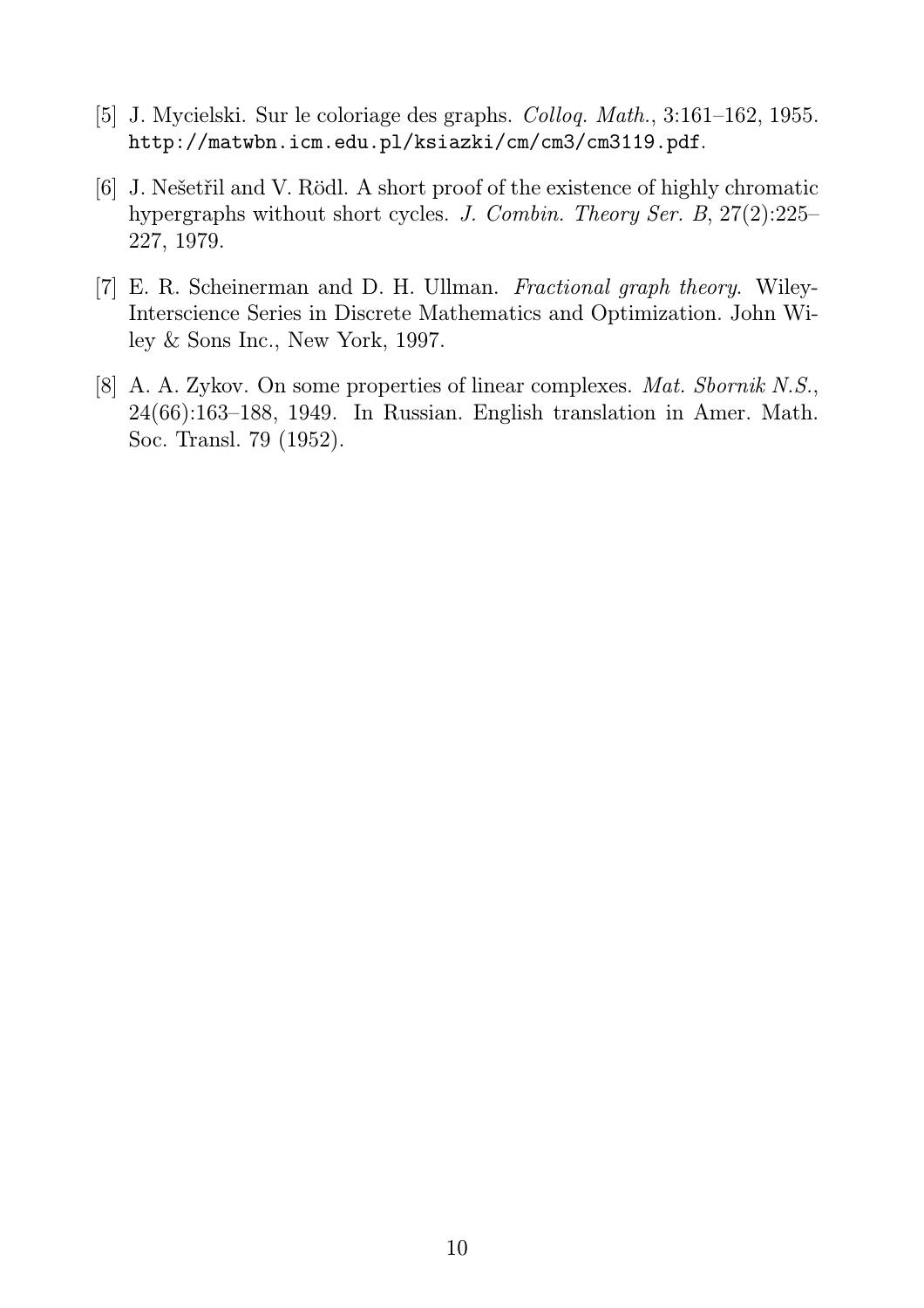[5] J. Mycielski. Sur le coloriage des graphs. *Colloq. Math.*, 3:161–162, 1955. `http://matwbn.icm.edu.pl/ksiazki/cm/cm3/cm3119.pdf`.

[6] J. Nešetřil and V. Rödl. A short proof of the existence of highly chromatic hypergraphs without short cycles. *J. Combin. Theory Ser. B*, 27(2):225–227, 1979.

[7] E. R. Scheinerman and D. H. Ullman. *Fractional graph theory.* Wiley-Interscience Series in Discrete Mathematics and Optimization. John Wiley & Sons Inc., New York, 1997.

[8] A. A. Zykov. On some properties of linear complexes. *Mat. Sbornik N.S.*, 24(66):163–188, 1949. In Russian. English translation in Amer. Math. Soc. Transl. 79 (1952).